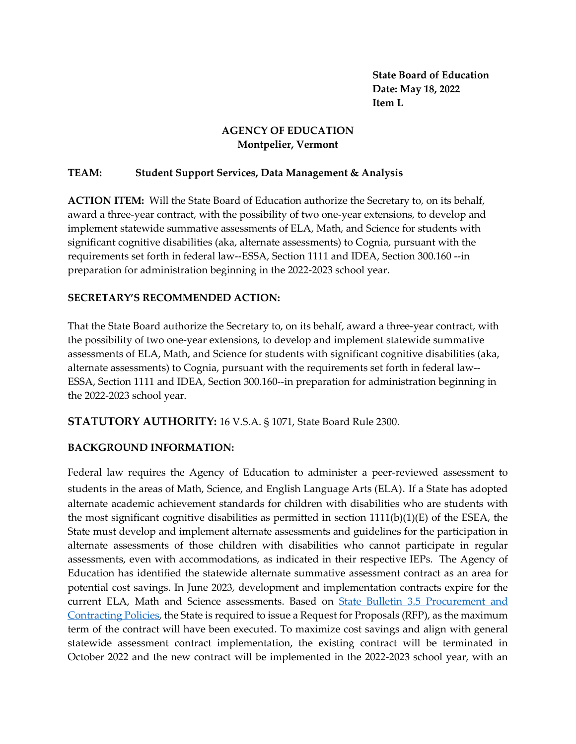**State Board of Education**
**Date: May 18, 2022**
**Item L**

**AGENCY OF EDUCATION**
**Montpelier, Vermont**

**TEAM:** **Student Support Services, Data Management & Analysis**

**ACTION ITEM:** Will the State Board of Education authorize the Secretary to, on its behalf, award a three-year contract, with the possibility of two one-year extensions, to develop and implement statewide summative assessments of ELA, Math, and Science for students with significant cognitive disabilities (aka, alternate assessments) to Cognia, pursuant with the requirements set forth in federal law--ESSA, Section 1111 and IDEA, Section 300.160 --in preparation for administration beginning in the 2022-2023 school year.

**SECRETARY'S RECOMMENDED ACTION:**

That the State Board authorize the Secretary to, on its behalf, award a three-year contract, with the possibility of two one-year extensions, to develop and implement statewide summative assessments of ELA, Math, and Science for students with significant cognitive disabilities (aka, alternate assessments) to Cognia, pursuant with the requirements set forth in federal law--ESSA, Section 1111 and IDEA, Section 300.160--in preparation for administration beginning in the 2022-2023 school year.

**STATUTORY AUTHORITY:** 16 V.S.A. § 1071, State Board Rule 2300.

**BACKGROUND INFORMATION:**

Federal law requires the Agency of Education to administer a peer-reviewed assessment to students in the areas of Math, Science, and English Language Arts (ELA). If a State has adopted alternate academic achievement standards for children with disabilities who are students with the most significant cognitive disabilities as permitted in section 1111(b)(1)(E) of the ESEA, the State must develop and implement alternate assessments and guidelines for the participation in alternate assessments of those children with disabilities who cannot participate in regular assessments, even with accommodations, as indicated in their respective IEPs. The Agency of Education has identified the statewide alternate summative assessment contract as an area for potential cost savings. In June 2023, development and implementation contracts expire for the current ELA, Math and Science assessments. Based on [State Bulletin 3.5 Procurement and Contracting Policies](), the State is required to issue a Request for Proposals (RFP), as the maximum term of the contract will have been executed. To maximize cost savings and align with general statewide assessment contract implementation, the existing contract will be terminated in October 2022 and the new contract will be implemented in the 2022-2023 school year, with an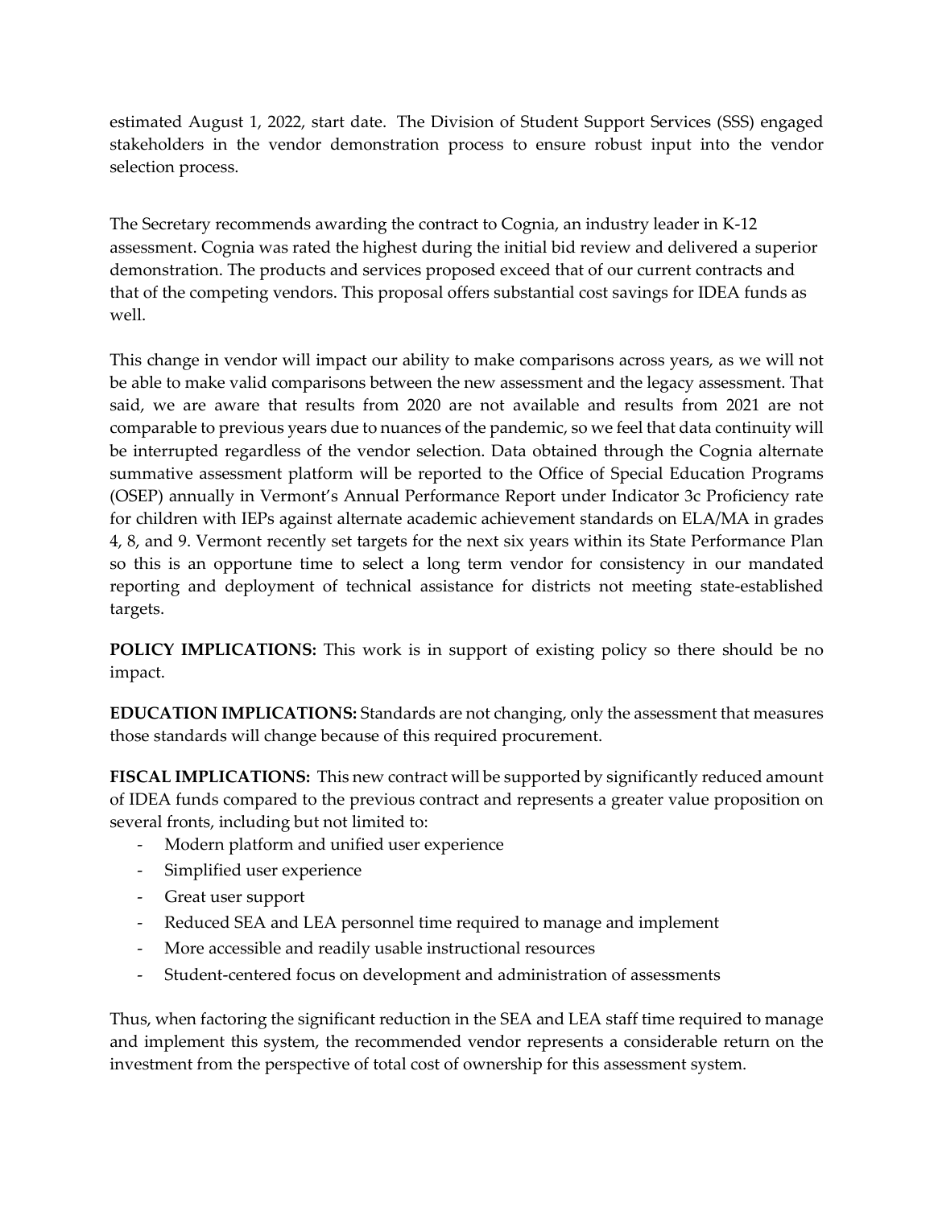estimated August 1, 2022, start date. The Division of Student Support Services (SSS) engaged stakeholders in the vendor demonstration process to ensure robust input into the vendor selection process.

The Secretary recommends awarding the contract to Cognia, an industry leader in K-12 assessment. Cognia was rated the highest during the initial bid review and delivered a superior demonstration. The products and services proposed exceed that of our current contracts and that of the competing vendors. This proposal offers substantial cost savings for IDEA funds as well.

This change in vendor will impact our ability to make comparisons across years, as we will not be able to make valid comparisons between the new assessment and the legacy assessment. That said, we are aware that results from 2020 are not available and results from 2021 are not comparable to previous years due to nuances of the pandemic, so we feel that data continuity will be interrupted regardless of the vendor selection. Data obtained through the Cognia alternate summative assessment platform will be reported to the Office of Special Education Programs (OSEP) annually in Vermont's Annual Performance Report under Indicator 3c Proficiency rate for children with IEPs against alternate academic achievement standards on ELA/MA in grades 4, 8, and 9. Vermont recently set targets for the next six years within its State Performance Plan so this is an opportune time to select a long term vendor for consistency in our mandated reporting and deployment of technical assistance for districts not meeting state-established targets.

**POLICY IMPLICATIONS:** This work is in support of existing policy so there should be no impact.

**EDUCATION IMPLICATIONS:** Standards are not changing, only the assessment that measures those standards will change because of this required procurement.

**FISCAL IMPLICATIONS:** This new contract will be supported by significantly reduced amount of IDEA funds compared to the previous contract and represents a greater value proposition on several fronts, including but not limited to:

- Modern platform and unified user experience
- Simplified user experience
- Great user support
- Reduced SEA and LEA personnel time required to manage and implement
- More accessible and readily usable instructional resources
- Student-centered focus on development and administration of assessments

Thus, when factoring the significant reduction in the SEA and LEA staff time required to manage and implement this system, the recommended vendor represents a considerable return on the investment from the perspective of total cost of ownership for this assessment system.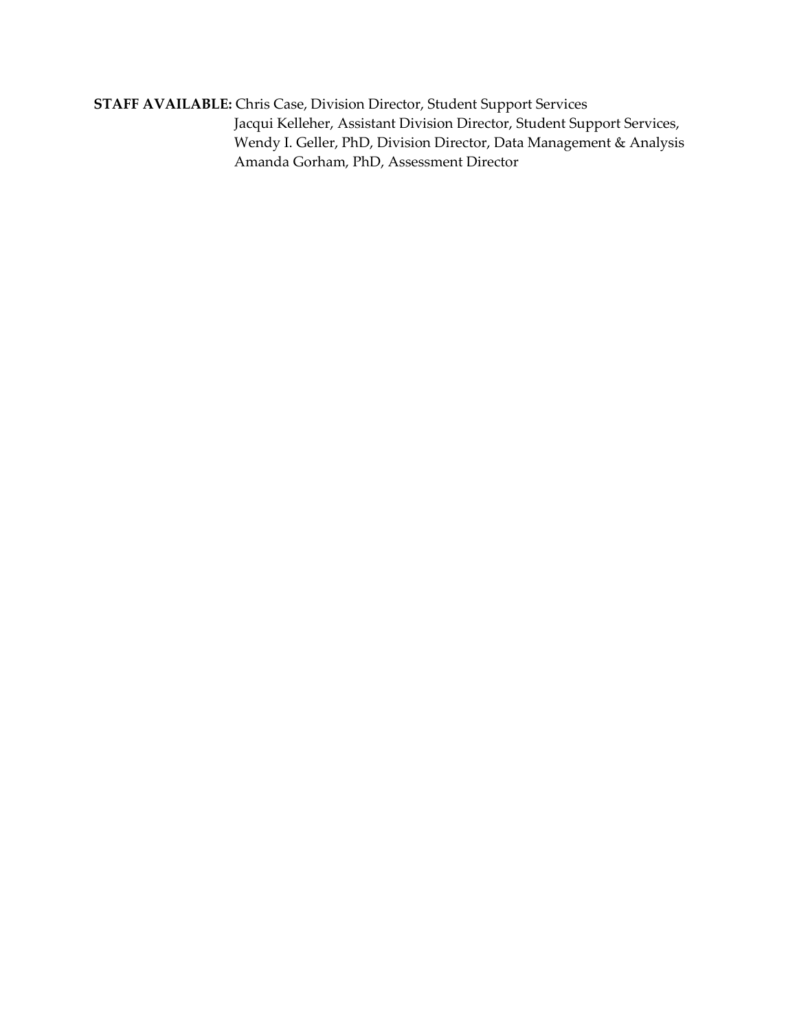**STAFF AVAILABLE:** Chris Case, Division Director, Student Support Services
Jacqui Kelleher, Assistant Division Director, Student Support Services,
Wendy I. Geller, PhD, Division Director, Data Management & Analysis
Amanda Gorham, PhD, Assessment Director